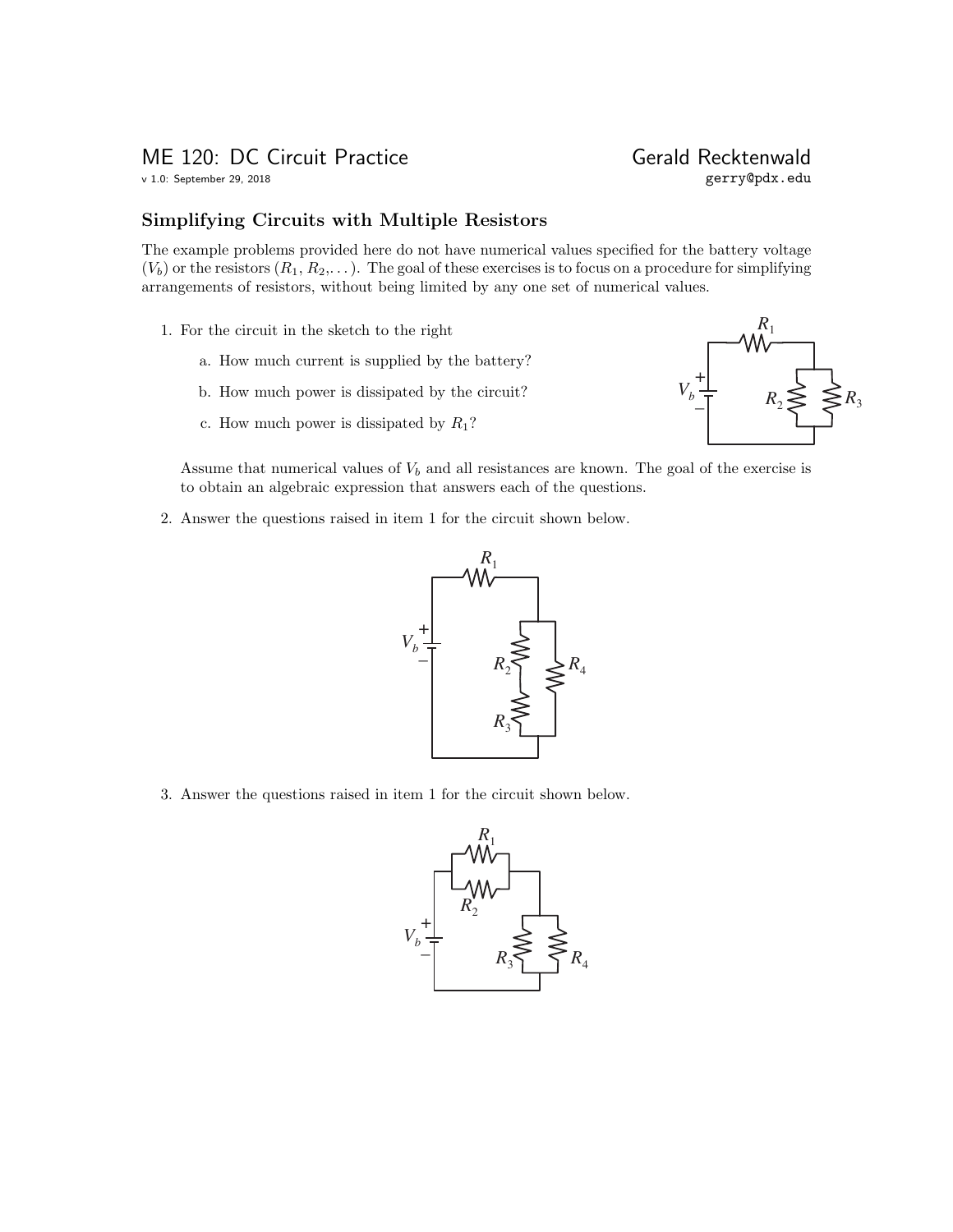# ME 120: DC Circuit Practice

Gerald Recktenwald
gerry@pdx.edu

v 1.0: September 29, 2018

## Simplifying Circuits with Multiple Resistors

The example problems provided here do not have numerical values specified for the battery voltage ($V_b$) or the resistors ($R_1$, $R_2$,...). The goal of these exercises is to focus on a procedure for simplifying arrangements of resistors, without being limited by any one set of numerical values.

1. For the circuit in the sketch to the right

   a. How much current is supplied by the battery?

   b. How much power is dissipated by the circuit?

   c. How much power is dissipated by $R_1$?

   Assume that numerical values of $V_b$ and all resistances are known. The goal of the exercise is to obtain an algebraic expression that answers each of the questions.

2. Answer the questions raised in item 1 for the circuit shown below.

3. Answer the questions raised in item 1 for the circuit shown below.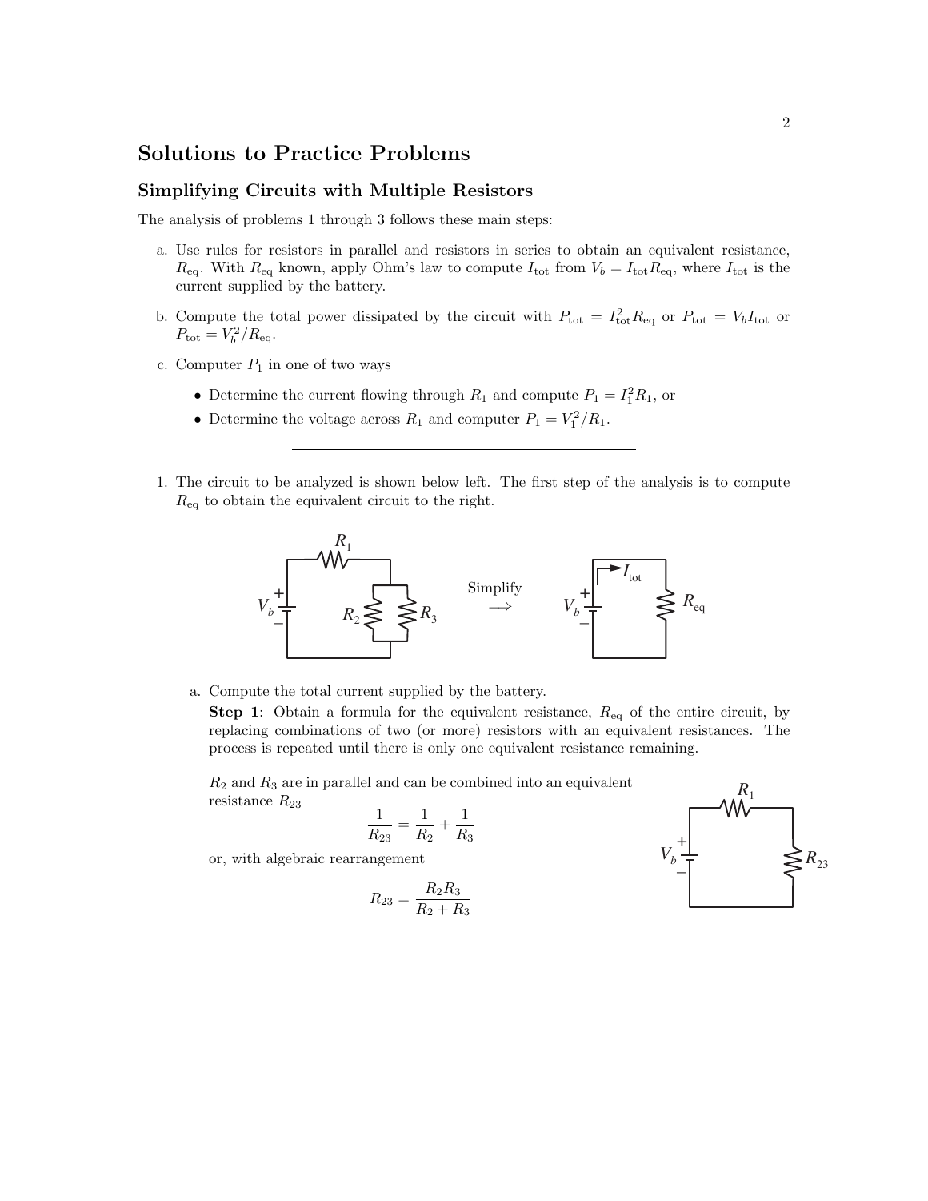## Solutions to Practice Problems

### Simplifying Circuits with Multiple Resistors

The analysis of problems 1 through 3 follows these main steps:

a. Use rules for resistors in parallel and resistors in series to obtain an equivalent resistance, $R_{eq}$. With $R_{eq}$ known, apply Ohm's law to compute $I_{tot}$ from $V_b = I_{tot}R_{eq}$, where $I_{tot}$ is the current supplied by the battery.

b. Compute the total power dissipated by the circuit with $P_{tot} = I_{tot}^2 R_{eq}$ or $P_{tot} = V_b I_{tot}$ or $P_{tot} = V_b^2/R_{eq}$.

c. Computer $P_1$ in one of two ways

- Determine the current flowing through $R_1$ and compute $P_1 = I_1^2 R_1$, or
- Determine the voltage across $R_1$ and computer $P_1 = V_1^2/R_1$.

---

1. The circuit to be analyzed is shown below left. The first step of the analysis is to compute $R_{eq}$ to obtain the equivalent circuit to the right.

   a. Compute the total current supplied by the battery.

   **Step 1**: Obtain a formula for the equivalent resistance, $R_{eq}$ of the entire circuit, by replacing combinations of two (or more) resistors with an equivalent resistances. The process is repeated until there is only one equivalent resistance remaining.

   $R_2$ and $R_3$ are in parallel and can be combined into an equivalent resistance $R_{23}$

   $$\frac{1}{R_{23}} = \frac{1}{R_2} + \frac{1}{R_3}$$

   or, with algebraic rearrangement

   $$R_{23} = \frac{R_2 R_3}{R_2 + R_3}$$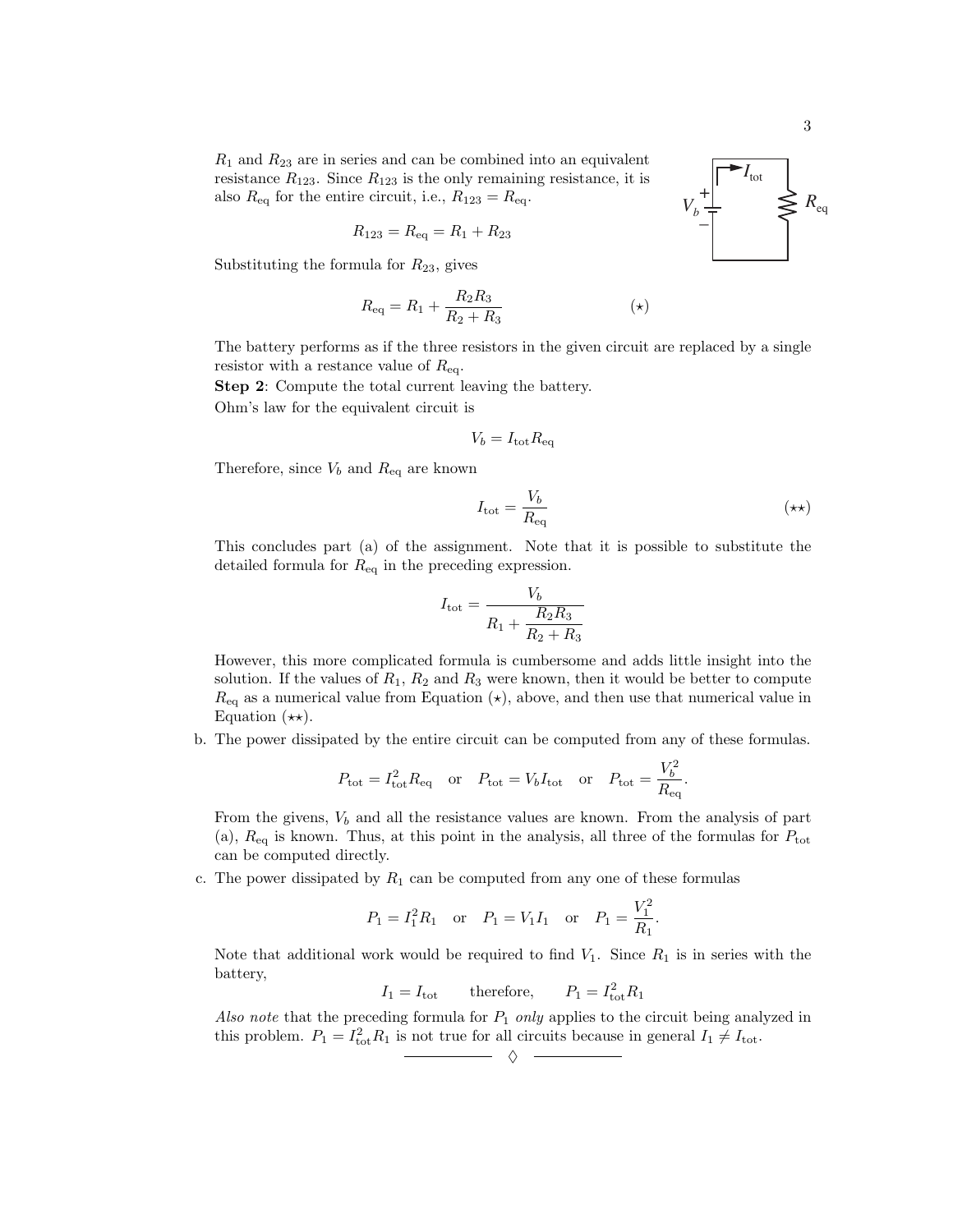$R_1$ and $R_{23}$ are in series and can be combined into an equivalent resistance $R_{123}$. Since $R_{123}$ is the only remaining resistance, it is also $R_{\text{eq}}$ for the entire circuit, i.e., $R_{123} = R_{\text{eq}}$.

$$R_{123} = R_{\text{eq}} = R_1 + R_{23}$$

Substituting the formula for $R_{23}$, gives

$$R_{\text{eq}} = R_1 + \frac{R_2 R_3}{R_2 + R_3} \qquad (\star)$$

The battery performs as if the three resistors in the given circuit are replaced by a single resistor with a restance value of $R_{\text{eq}}$.

**Step 2**: Compute the total current leaving the battery.

Ohm's law for the equivalent circuit is

$$V_b = I_{\text{tot}} R_{\text{eq}}$$

Therefore, since $V_b$ and $R_{\text{eq}}$ are known

$$I_{\text{tot}} = \frac{V_b}{R_{\text{eq}}} \qquad (\star\star)$$

This concludes part (a) of the assignment. Note that it is possible to substitute the detailed formula for $R_{\text{eq}}$ in the preceding expression.

$$I_{\text{tot}} = \frac{V_b}{R_1 + \dfrac{R_2 R_3}{R_2 + R_3}}$$

However, this more complicated formula is cumbersome and adds little insight into the solution. If the values of $R_1$, $R_2$ and $R_3$ were known, then it would be better to compute $R_{\text{eq}}$ as a numerical value from Equation $(\star)$, above, and then use that numerical value in Equation $(\star\star)$.

b. The power dissipated by the entire circuit can be computed from any of these formulas.

$$P_{\text{tot}} = I_{\text{tot}}^2 R_{\text{eq}} \quad \text{or} \quad P_{\text{tot}} = V_b I_{\text{tot}} \quad \text{or} \quad P_{\text{tot}} = \frac{V_b^2}{R_{\text{eq}}}.$$

From the givens, $V_b$ and all the resistance values are known. From the analysis of part (a), $R_{\text{eq}}$ is known. Thus, at this point in the analysis, all three of the formulas for $P_{\text{tot}}$ can be computed directly.

c. The power dissipated by $R_1$ can be computed from any one of these formulas

$$P_1 = I_1^2 R_1 \quad \text{or} \quad P_1 = V_1 I_1 \quad \text{or} \quad P_1 = \frac{V_1^2}{R_1}.$$

Note that additional work would be required to find $V_1$. Since $R_1$ is in series with the battery,

$$I_1 = I_{\text{tot}} \qquad \text{therefore,} \qquad P_1 = I_{\text{tot}}^2 R_1$$

*Also note* that the preceding formula for $P_1$ *only* applies to the circuit being analyzed in this problem. $P_1 = I_{\text{tot}}^2 R_1$ is not true for all circuits because in general $I_1 \neq I_{\text{tot}}$.

◊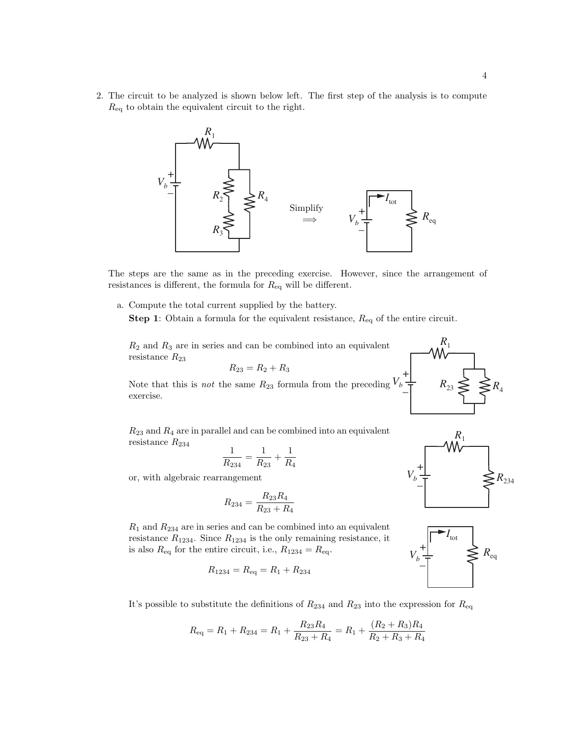2. The circuit to be analyzed is shown below left. The first step of the analysis is to compute $R_{\text{eq}}$ to obtain the equivalent circuit to the right.

The steps are the same as in the preceding exercise. However, since the arrangement of resistances is different, the formula for $R_{\text{eq}}$ will be different.

   a. Compute the total current supplied by the battery.

   **Step 1**: Obtain a formula for the equivalent resistance, $R_{\text{eq}}$ of the entire circuit.

   $R_2$ and $R_3$ are in series and can be combined into an equivalent resistance $R_{23}$

$$R_{23} = R_2 + R_3$$

   Note that this is *not* the same $R_{23}$ formula from the preceding exercise.

   $R_{23}$ and $R_4$ are in parallel and can be combined into an equivalent resistance $R_{234}$

$$\frac{1}{R_{234}} = \frac{1}{R_{23}} + \frac{1}{R_4}$$

   or, with algebraic rearrangement

$$R_{234} = \frac{R_{23}R_4}{R_{23} + R_4}$$

   $R_1$ and $R_{234}$ are in series and can be combined into an equivalent resistance $R_{1234}$. Since $R_{1234}$ is the only remaining resistance, it is also $R_{\text{eq}}$ for the entire circuit, i.e., $R_{1234} = R_{\text{eq}}$.

$$R_{1234} = R_{\text{eq}} = R_1 + R_{234}$$

   It's possible to substitute the definitions of $R_{234}$ and $R_{23}$ into the expression for $R_{\text{eq}}$

$$R_{\text{eq}} = R_1 + R_{234} = R_1 + \frac{R_{23}R_4}{R_{23} + R_4} = R_1 + \frac{(R_2 + R_3)R_4}{R_2 + R_3 + R_4}$$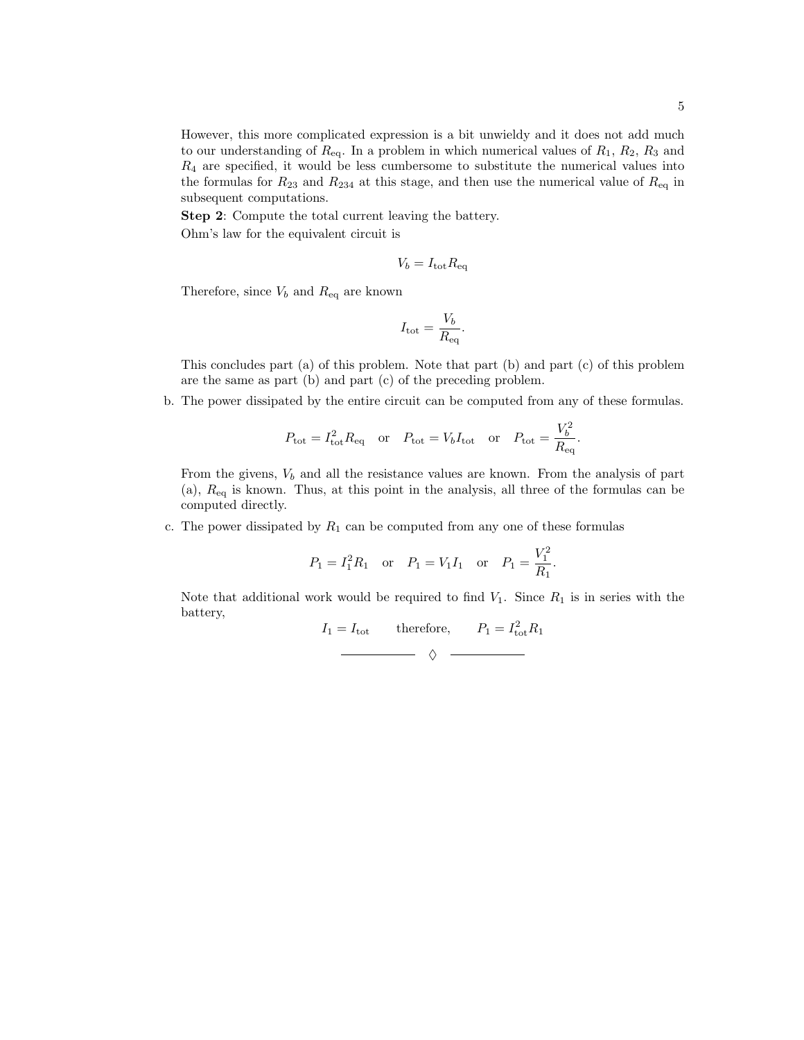However, this more complicated expression is a bit unwieldy and it does not add much to our understanding of $R_{\text{eq}}$. In a problem in which numerical values of $R_1$, $R_2$, $R_3$ and $R_4$ are specified, it would be less cumbersome to substitute the numerical values into the formulas for $R_{23}$ and $R_{234}$ at this stage, and then use the numerical value of $R_{\text{eq}}$ in subsequent computations.

**Step 2**: Compute the total current leaving the battery.

Ohm's law for the equivalent circuit is

$$V_b = I_{\text{tot}} R_{\text{eq}}$$

Therefore, since $V_b$ and $R_{\text{eq}}$ are known

$$I_{\text{tot}} = \frac{V_b}{R_{\text{eq}}}.$$

This concludes part (a) of this problem. Note that part (b) and part (c) of this problem are the same as part (b) and part (c) of the preceding problem.

b. The power dissipated by the entire circuit can be computed from any of these formulas.

$$P_{\text{tot}} = I_{\text{tot}}^2 R_{\text{eq}} \quad \text{or} \quad P_{\text{tot}} = V_b I_{\text{tot}} \quad \text{or} \quad P_{\text{tot}} = \frac{V_b^2}{R_{\text{eq}}}.$$

From the givens, $V_b$ and all the resistance values are known. From the analysis of part (a), $R_{\text{eq}}$ is known. Thus, at this point in the analysis, all three of the formulas can be computed directly.

c. The power dissipated by $R_1$ can be computed from any one of these formulas

$$P_1 = I_1^2 R_1 \quad \text{or} \quad P_1 = V_1 I_1 \quad \text{or} \quad P_1 = \frac{V_1^2}{R_1}.$$

Note that additional work would be required to find $V_1$. Since $R_1$ is in series with the battery,

$$I_1 = I_{\text{tot}} \qquad \text{therefore,} \qquad P_1 = I_{\text{tot}}^2 R_1$$

———— ◊ ————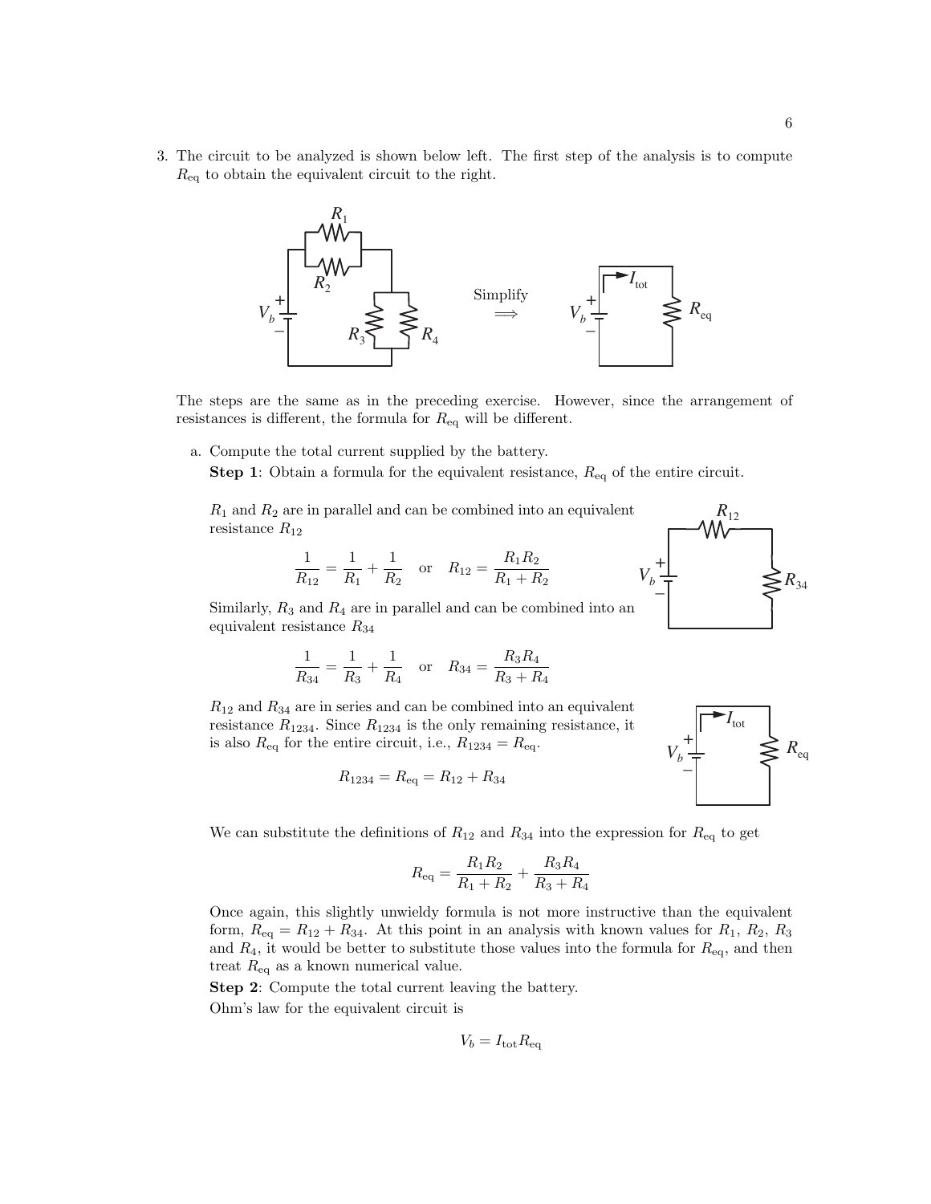3. The circuit to be analyzed is shown below left. The first step of the analysis is to compute $R_{\text{eq}}$ to obtain the equivalent circuit to the right.

The steps are the same as in the preceding exercise. However, since the arrangement of resistances is different, the formula for $R_{\text{eq}}$ will be different.

a. Compute the total current supplied by the battery.

**Step 1**: Obtain a formula for the equivalent resistance, $R_{\text{eq}}$ of the entire circuit.

$R_1$ and $R_2$ are in parallel and can be combined into an equivalent resistance $R_{12}$

$$\frac{1}{R_{12}} = \frac{1}{R_1} + \frac{1}{R_2} \quad \text{or} \quad R_{12} = \frac{R_1 R_2}{R_1 + R_2}$$

Similarly, $R_3$ and $R_4$ are in parallel and can be combined into an equivalent resistance $R_{34}$

$$\frac{1}{R_{34}} = \frac{1}{R_3} + \frac{1}{R_4} \quad \text{or} \quad R_{34} = \frac{R_3 R_4}{R_3 + R_4}$$

$R_{12}$ and $R_{34}$ are in series and can be combined into an equivalent resistance $R_{1234}$. Since $R_{1234}$ is the only remaining resistance, it is also $R_{\text{eq}}$ for the entire circuit, i.e., $R_{1234} = R_{\text{eq}}$.

$$R_{1234} = R_{\text{eq}} = R_{12} + R_{34}$$

We can substitute the definitions of $R_{12}$ and $R_{34}$ into the expression for $R_{\text{eq}}$ to get

$$R_{\text{eq}} = \frac{R_1 R_2}{R_1 + R_2} + \frac{R_3 R_4}{R_3 + R_4}$$

Once again, this slightly unwieldy formula is not more instructive than the equivalent form, $R_{\text{eq}} = R_{12} + R_{34}$. At this point in an analysis with known values for $R_1$, $R_2$, $R_3$ and $R_4$, it would be better to substitute those values into the formula for $R_{\text{eq}}$, and then treat $R_{\text{eq}}$ as a known numerical value.

**Step 2**: Compute the total current leaving the battery.

Ohm's law for the equivalent circuit is

$$V_b = I_{\text{tot}} R_{\text{eq}}$$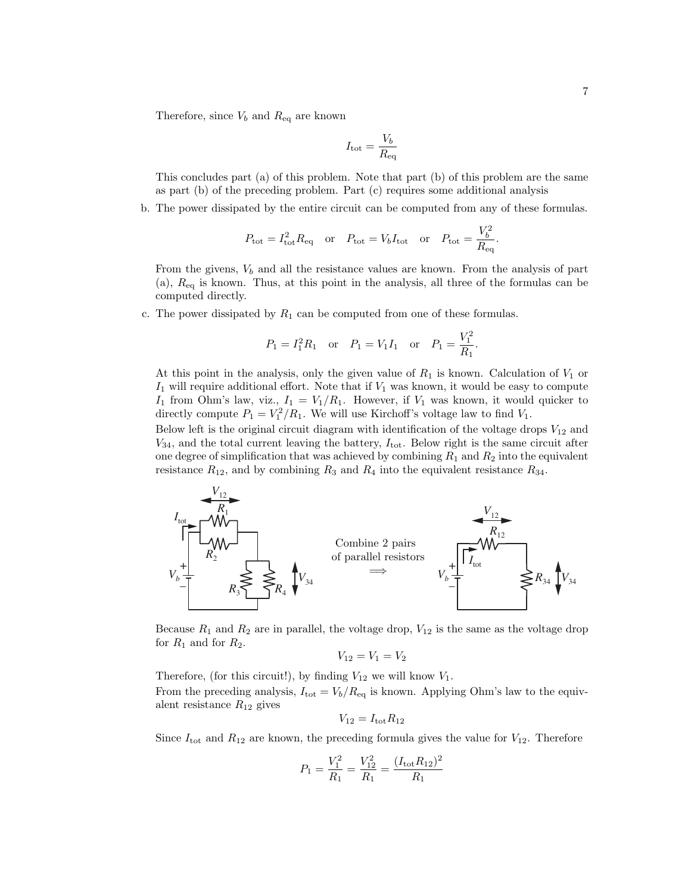Therefore, since $V_b$ and $R_{\text{eq}}$ are known

$$I_{\text{tot}} = \frac{V_b}{R_{\text{eq}}}$$

This concludes part (a) of this problem. Note that part (b) of this problem are the same as part (b) of the preceding problem. Part (c) requires some additional analysis

b. The power dissipated by the entire circuit can be computed from any of these formulas.

$$P_{\text{tot}} = I_{\text{tot}}^2 R_{\text{eq}} \quad \text{or} \quad P_{\text{tot}} = V_b I_{\text{tot}} \quad \text{or} \quad P_{\text{tot}} = \frac{V_b^2}{R_{\text{eq}}}.$$

From the givens, $V_b$ and all the resistance values are known. From the analysis of part (a), $R_{\text{eq}}$ is known. Thus, at this point in the analysis, all three of the formulas can be computed directly.

c. The power dissipated by $R_1$ can be computed from one of these formulas.

$$P_1 = I_1^2 R_1 \quad \text{or} \quad P_1 = V_1 I_1 \quad \text{or} \quad P_1 = \frac{V_1^2}{R_1}.$$

At this point in the analysis, only the given value of $R_1$ is known. Calculation of $V_1$ or $I_1$ will require additional effort. Note that if $V_1$ was known, it would be easy to compute $I_1$ from Ohm's law, viz., $I_1 = V_1/R_1$. However, if $V_1$ was known, it would quicker to directly compute $P_1 = V_1^2/R_1$. We will use Kirchoff's voltage law to find $V_1$.

Below left is the original circuit diagram with identification of the voltage drops $V_{12}$ and $V_{34}$, and the total current leaving the battery, $I_{\text{tot}}$. Below right is the same circuit after one degree of simplification that was achieved by combining $R_1$ and $R_2$ into the equivalent resistance $R_{12}$, and by combining $R_3$ and $R_4$ into the equivalent resistance $R_{34}$.

Combine 2 pairs of parallel resistors $\Longrightarrow$

Because $R_1$ and $R_2$ are in parallel, the voltage drop, $V_{12}$ is the same as the voltage drop for $R_1$ and for $R_2$.

$$V_{12} = V_1 = V_2$$

Therefore, (for this circuit!), by finding $V_{12}$ we will know $V_1$.

From the preceding analysis, $I_{\text{tot}} = V_b/R_{\text{eq}}$ is known. Applying Ohm's law to the equivalent resistance $R_{12}$ gives

$$V_{12} = I_{\text{tot}} R_{12}$$

Since $I_{\text{tot}}$ and $R_{12}$ are known, the preceding formula gives the value for $V_{12}$. Therefore

$$P_1 = \frac{V_1^2}{R_1} = \frac{V_{12}^2}{R_1} = \frac{(I_{\text{tot}} R_{12})^2}{R_1}$$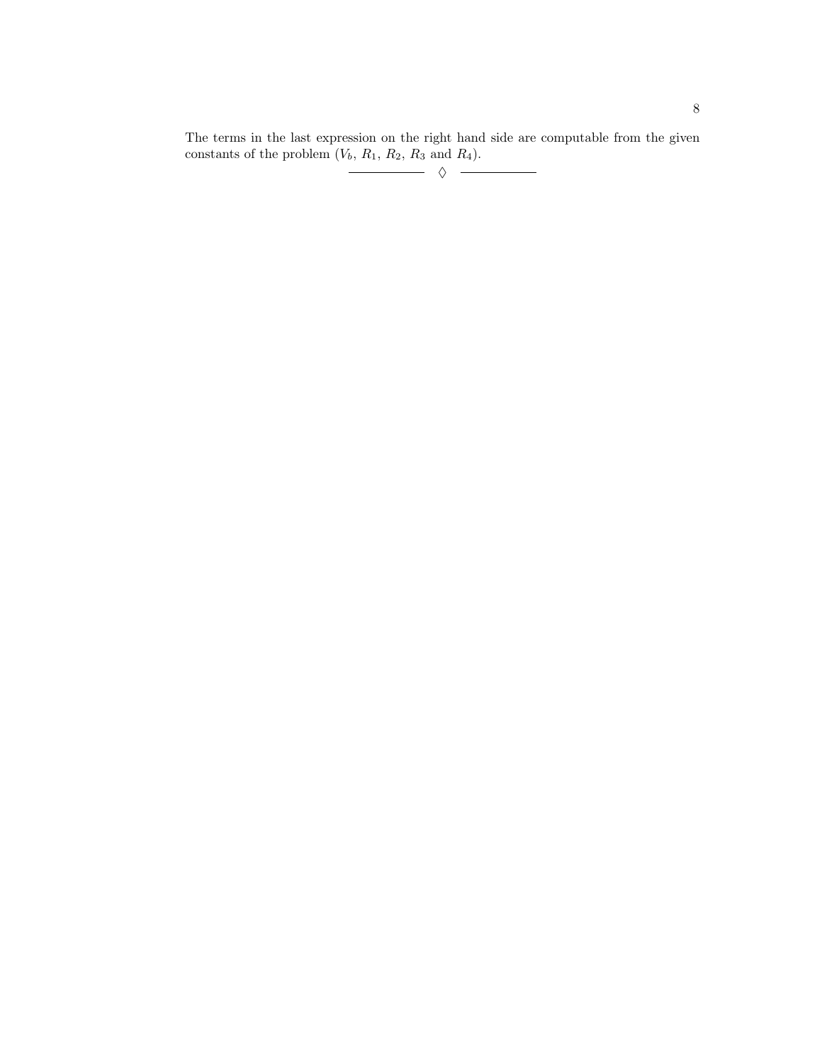The terms in the last expression on the right hand side are computable from the given constants of the problem ($V_b$, $R_1$, $R_2$, $R_3$ and $R_4$).

———— ◊ ————